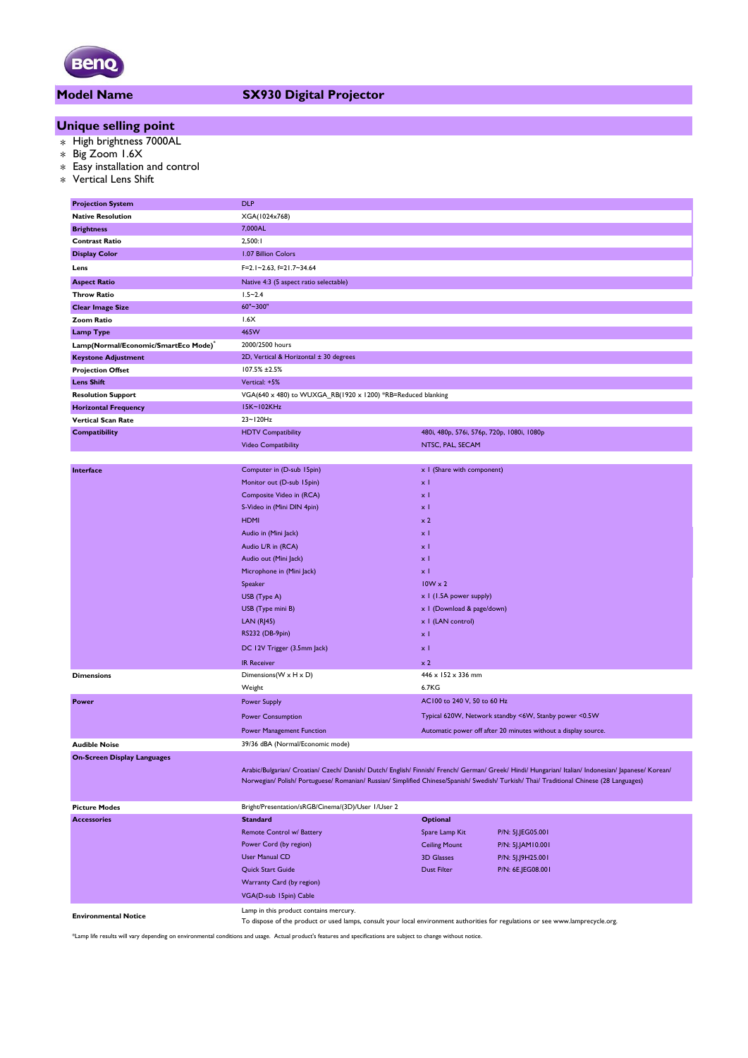| Model Name | SX930 Digital Projector |
|---|---|

## Unique selling point

- High brightness 7000AL
- Big Zoom 1.6X
- Easy installation and control
- Vertical Lens Shift

| | | | |
|---|---|---|---|
| **Projection System** | DLP | | |
| **Native Resolution** | XGA(1024x768) | | |
| **Brightness** | 7,000AL | | |
| **Contrast Ratio** | 2,500:1 | | |
| **Display Color** | 1.07 Billion Colors | | |
| **Lens** | F=2.1~2.63, f=21.7~34.64 | | |
| **Aspect Ratio** | Native 4:3 (5 aspect ratio selectable) | | |
| **Throw Ratio** | 1.5~2.4 | | |
| **Clear Image Size** | 60"~300" | | |
| **Zoom Ratio** | 1.6X | | |
| **Lamp Type** | 465W | | |
| **Lamp(Normal/Economic/SmartEco Mode)*** | 2000/2500 hours | | |
| **Keystone Adjustment** | 2D, Vertical & Horizontal ± 30 degrees | | |
| **Projection Offset** | 107.5% ±2.5% | | |
| **Lens Shift** | Vertical: +5% | | |
| **Resolution Support** | VGA(640 x 480) to WUXGA_RB(1920 x 1200) *RB=Reduced blanking | | |
| **Horizontal Frequency** | 15K~102KHz | | |
| **Vertical Scan Rate** | 23~120Hz | | |
| **Compatibility** | HDTV Compatibility | 480i, 480p, 576i, 576p, 720p, 1080i, 1080p | |
| | Video Compatibility | NTSC, PAL, SECAM | |
| **Interface** | Computer in (D-sub 15pin) | x 1 (Share with component) | |
| | Monitor out (D-sub 15pin) | x 1 | |
| | Composite Video in (RCA) | x 1 | |
| | S-Video in (Mini DIN 4pin) | x 1 | |
| | HDMI | x 2 | |
| | Audio in (Mini Jack) | x 1 | |
| | Audio L/R in (RCA) | x 1 | |
| | Audio out (Mini Jack) | x 1 | |
| | Microphone in (Mini Jack) | x 1 | |
| | Speaker | 10W x 2 | |
| | USB (Type A) | x 1 (1.5A power supply) | |
| | USB (Type mini B) | x 1 (Download & page/down) | |
| | LAN (RJ45) | x 1 (LAN control) | |
| | RS232 (DB-9pin) | x 1 | |
| | DC 12V Trigger (3.5mm Jack) | x 1 | |
| | IR Receiver | x 2 | |
| **Dimensions** | Dimensions(W x H x D) | 446 x 152 x 336 mm | |
| | Weight | 6.7KG | |
| **Power** | Power Supply | AC100 to 240 V, 50 to 60 Hz | |
| | Power Consumption | Typical 620W, Network standby <6W, Stanby power <0.5W | |
| | Power Management Function | Automatic power off after 20 minutes without a display source. | |
| **Audible Noise** | 39/36 dBA (Normal/Economic mode) | | |
| **On-Screen Display Languages** | Arabic/Bulgarian/ Croatian/ Czech/ Danish/ Dutch/ English/ Finnish/ French/ German/ Greek/ Hindi/ Hungarian/ Italian/ Indonesian/ Japanese/ Korean/ Norwegian/ Polish/ Portuguese/ Romanian/ Russian/ Simplified Chinese/Spanish/ Swedish/ Turkish/ Thai/ Traditional Chinese (28 Languages) | | |
| **Picture Modes** | Bright/Presentation/sRGB/Cinema/(3D)/User 1/User 2 | | |
| **Accessories** | **Standard** | **Optional** | |
| | Remote Control w/ Battery | Spare Lamp Kit | P/N: 5J.JEG05.001 |
| | Power Cord (by region) | Ceiling Mount | P/N: 5J.JAM10.001 |
| | User Manual CD | 3D Glasses | P/N: 5J.J9H25.001 |
| | Quick Start Guide | Dust Filter | P/N: 6E.JEG08.001 |
| | Warranty Card (by region) | | |
| | VGA(D-sub 15pin) Cable | | |
| **Environmental Notice** | Lamp in this product contains mercury. To dispose of the product or used lamps, consult your local environment authorities for regulations or see www.lamprecycle.org. | | |

*Lamp life results will vary depending on environmental conditions and usage. Actual product's features and specifications are subject to change without notice.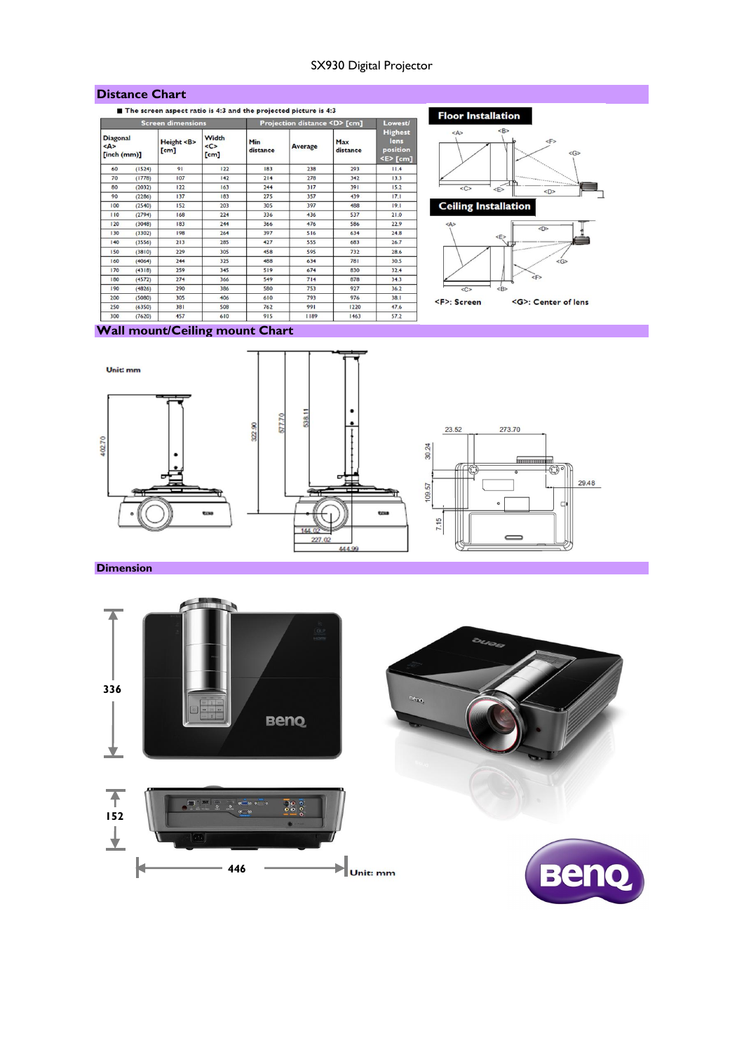SX930 Digital Projector

## Distance Chart

■ The screen aspect ratio is 4:3 and the projected picture is 4:3

| Screen dimensions | | | Projection distance <D> [cm] | | | Lowest/ Highest lens position <E> [cm] |
|---|---|---|---|---|---|---|
| Diagonal <A> [inch (mm)] | Height <B> [cm] | Width <C> [cm] | Min distance | Average | Max distance | |
| 60 (1524) | 91 | 122 | 183 | 238 | 293 | 11.4 |
| 70 (1778) | 107 | 142 | 214 | 278 | 342 | 13.3 |
| 80 (2032) | 122 | 163 | 244 | 317 | 391 | 15.2 |
| 90 (2286) | 137 | 183 | 275 | 357 | 439 | 17.1 |
| 100 (2540) | 152 | 203 | 305 | 397 | 488 | 19.1 |
| 110 (2794) | 168 | 224 | 336 | 436 | 537 | 21.0 |
| 120 (3048) | 183 | 244 | 366 | 476 | 586 | 22.9 |
| 130 (3302) | 198 | 264 | 397 | 516 | 634 | 24.8 |
| 140 (3556) | 213 | 285 | 427 | 555 | 683 | 26.7 |
| 150 (3810) | 229 | 305 | 458 | 595 | 732 | 28.6 |
| 160 (4064) | 244 | 325 | 488 | 634 | 781 | 30.5 |
| 170 (4318) | 259 | 345 | 519 | 674 | 830 | 32.4 |
| 180 (4572) | 274 | 366 | 549 | 714 | 878 | 34.3 |
| 190 (4826) | 290 | 386 | 580 | 753 | 927 | 36.2 |
| 200 (5080) | 305 | 406 | 610 | 793 | 976 | 38.1 |
| 250 (6350) | 381 | 508 | 762 | 991 | 1220 | 47.6 |
| 300 (7620) | 457 | 610 | 915 | 1189 | 1463 | 57.2 |

Floor Installation

Ceiling Installation

<F>: Screen <G>: Center of lens

## Wall mount/Ceiling mount Chart

Unit: mm

402.70

322.90

577.70

538.11

144.02

227.02

444.99

23.52

273.70

30.24

109.57

7.15

29.48

## Dimension

336

152

446

Unit: mm